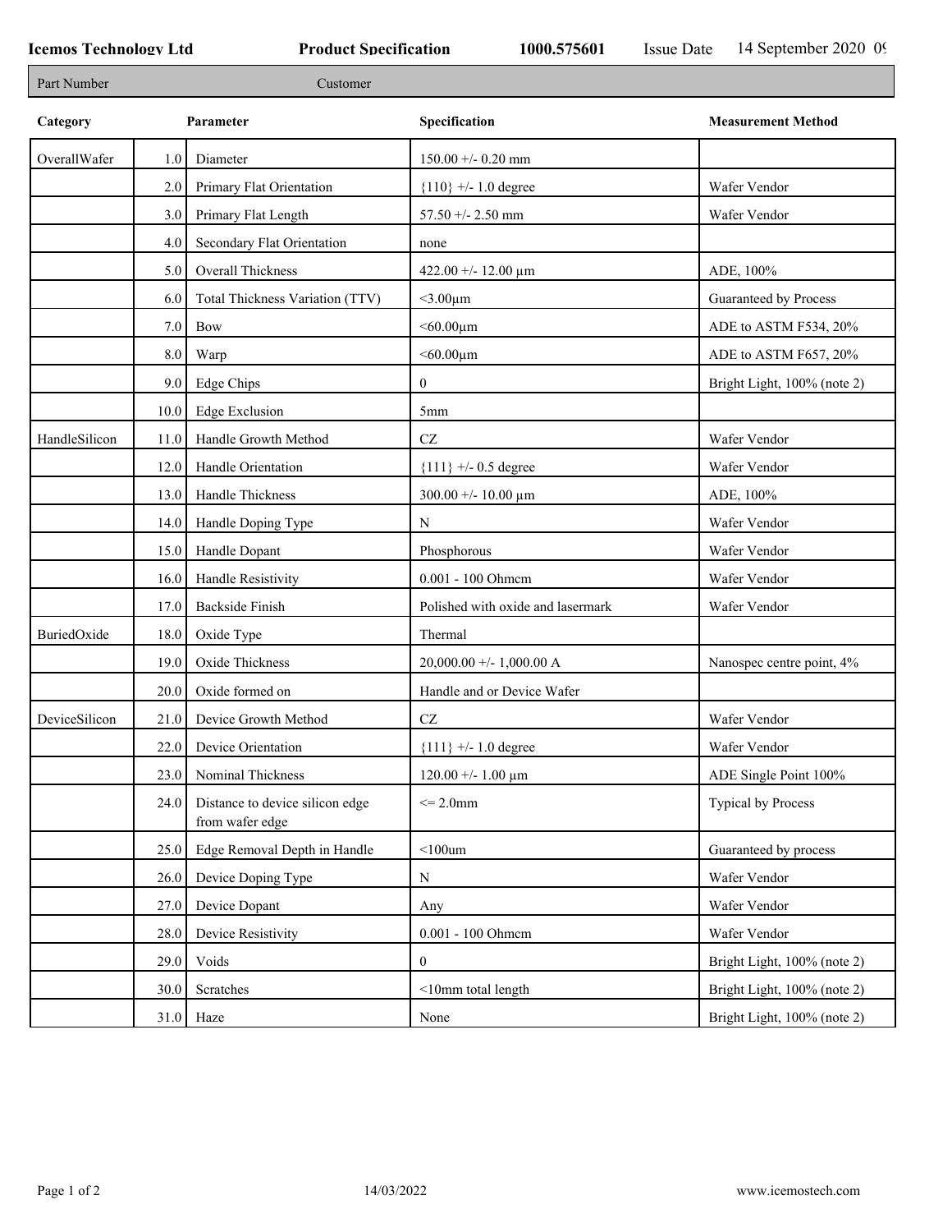**Icemos Technology Ltd** **Product Specification** **1000.575601** Issue Date 14 September 2020 09

| Part Number | Customer |
|---|---|

| Category | | Parameter | Specification | Measurement Method |
|---|---|---|---|---|
| OverallWafer | 1.0 | Diameter | 150.00 +/- 0.20 mm | |
| | 2.0 | Primary Flat Orientation | {110} +/- 1.0 degree | Wafer Vendor |
| | 3.0 | Primary Flat Length | 57.50 +/- 2.50 mm | Wafer Vendor |
| | 4.0 | Secondary Flat Orientation | none | |
| | 5.0 | Overall Thickness | 422.00 +/- 12.00 µm | ADE, 100% |
| | 6.0 | Total Thickness Variation (TTV) | <3.00µm | Guaranteed by Process |
| | 7.0 | Bow | <60.00µm | ADE to ASTM F534, 20% |
| | 8.0 | Warp | <60.00µm | ADE to ASTM F657, 20% |
| | 9.0 | Edge Chips | 0 | Bright Light, 100% (note 2) |
| | 10.0 | Edge Exclusion | 5mm | |
| HandleSilicon | 11.0 | Handle Growth Method | CZ | Wafer Vendor |
| | 12.0 | Handle Orientation | {111} +/- 0.5 degree | Wafer Vendor |
| | 13.0 | Handle Thickness | 300.00 +/- 10.00 µm | ADE, 100% |
| | 14.0 | Handle Doping Type | N | Wafer Vendor |
| | 15.0 | Handle Dopant | Phosphorous | Wafer Vendor |
| | 16.0 | Handle Resistivity | 0.001 - 100 Ohmcm | Wafer Vendor |
| | 17.0 | Backside Finish | Polished with oxide and lasermark | Wafer Vendor |
| BuriedOxide | 18.0 | Oxide Type | Thermal | |
| | 19.0 | Oxide Thickness | 20,000.00 +/- 1,000.00 A | Nanospec centre point, 4% |
| | 20.0 | Oxide formed on | Handle and or Device Wafer | |
| DeviceSilicon | 21.0 | Device Growth Method | CZ | Wafer Vendor |
| | 22.0 | Device Orientation | {111} +/- 1.0 degree | Wafer Vendor |
| | 23.0 | Nominal Thickness | 120.00 +/- 1.00 µm | ADE Single Point 100% |
| | 24.0 | Distance to device silicon edge from wafer edge | <= 2.0mm | Typical by Process |
| | 25.0 | Edge Removal Depth in Handle | <100um | Guaranteed by process |
| | 26.0 | Device Doping Type | N | Wafer Vendor |
| | 27.0 | Device Dopant | Any | Wafer Vendor |
| | 28.0 | Device Resistivity | 0.001 - 100 Ohmcm | Wafer Vendor |
| | 29.0 | Voids | 0 | Bright Light, 100% (note 2) |
| | 30.0 | Scratches | <10mm total length | Bright Light, 100% (note 2) |
| | 31.0 | Haze | None | Bright Light, 100% (note 2) |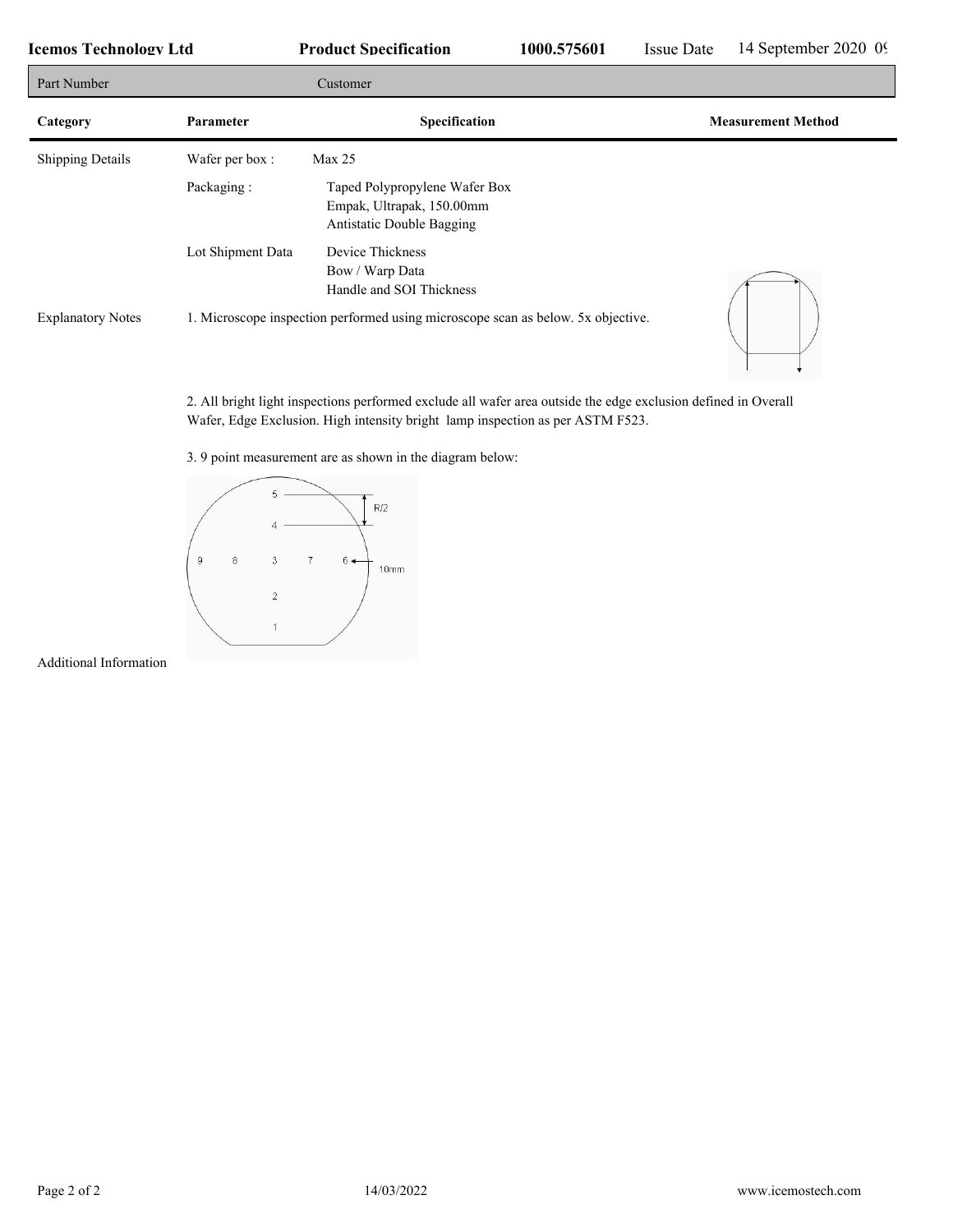| Part Number | Customer | | |
|---|---|---|---|
| **Category** | **Parameter** | **Specification** | **Measurement Method** |
| Shipping Details | Wafer per box : | Max 25 | |
| | Packaging : | Taped Polypropylene Wafer Box<br>Empak, Ultrapak, 150.00mm<br>Antistatic Double Bagging | |
| | Lot Shipment Data | Device Thickness<br>Bow / Warp Data<br>Handle and SOI Thickness | |
| Explanatory Notes | 1. Microscope inspection performed using microscope scan as below. 5x objective. | | |

2. All bright light inspections performed exclude all wafer area outside the edge exclusion defined in Overall Wafer, Edge Exclusion. High intensity bright lamp inspection as per ASTM F523.

3. 9 point measurement are as shown in the diagram below:

5
4
9 8 3 7 6
2
1
R/2
10mm

Additional Information